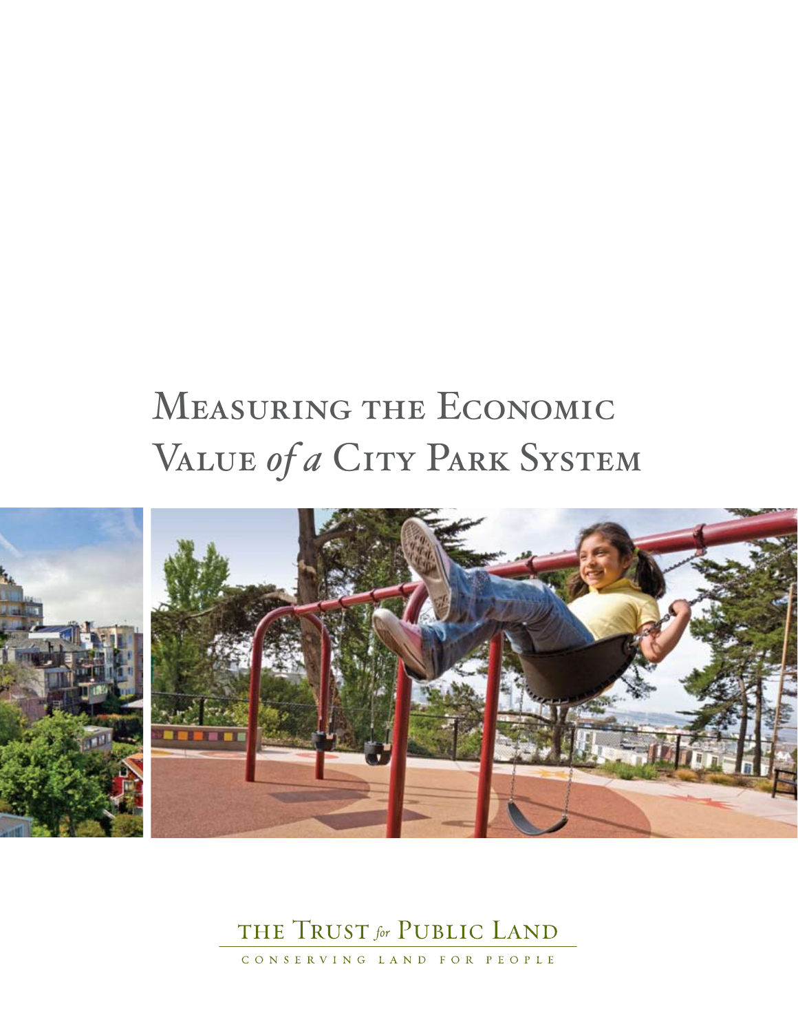# Measuring the Economic Value *of a* City Park System

THE TRUST *for* PUBLIC LAND

CONSERVING LAND FOR PEOPLE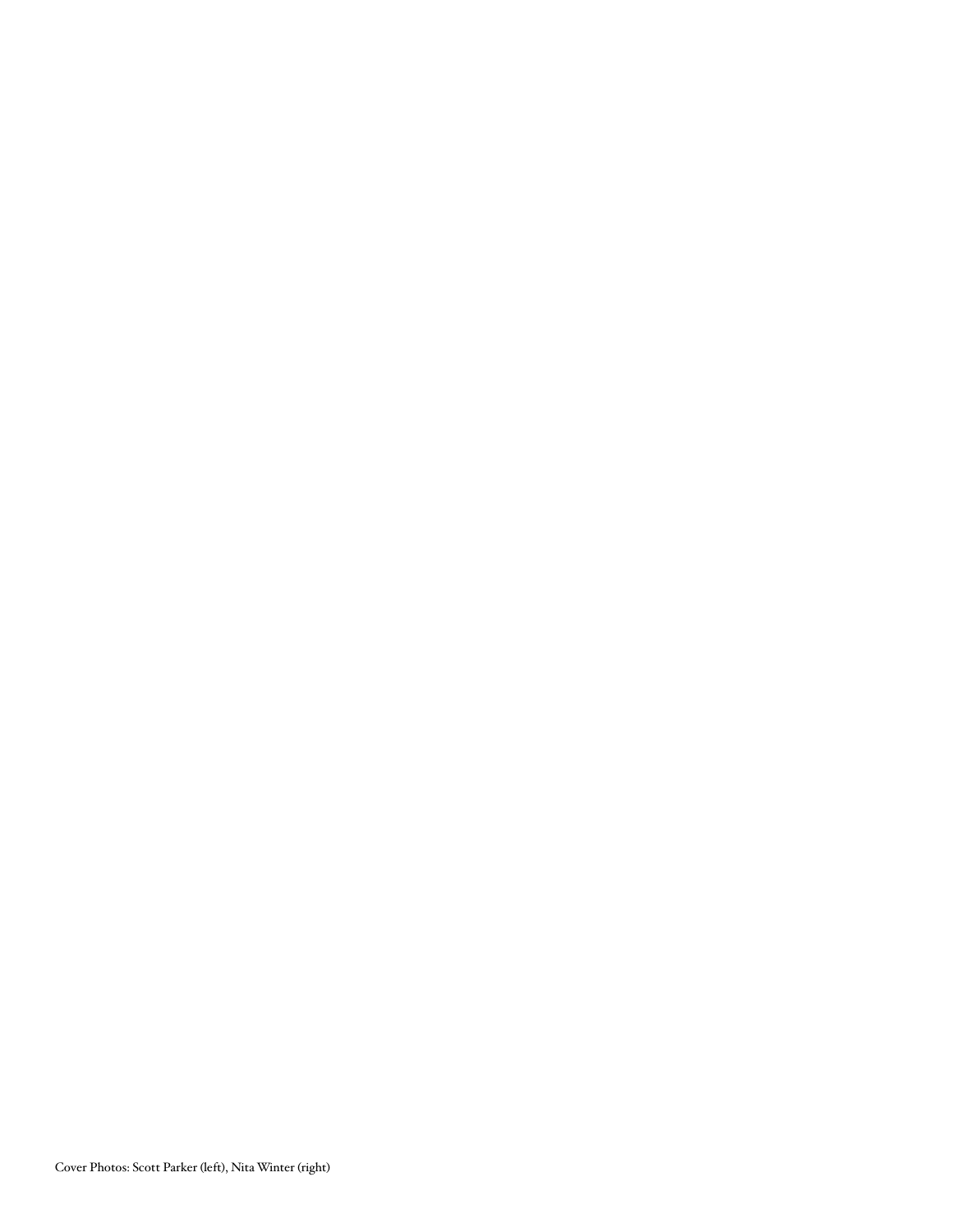Cover Photos: Scott Parker (left), Nita Winter (right)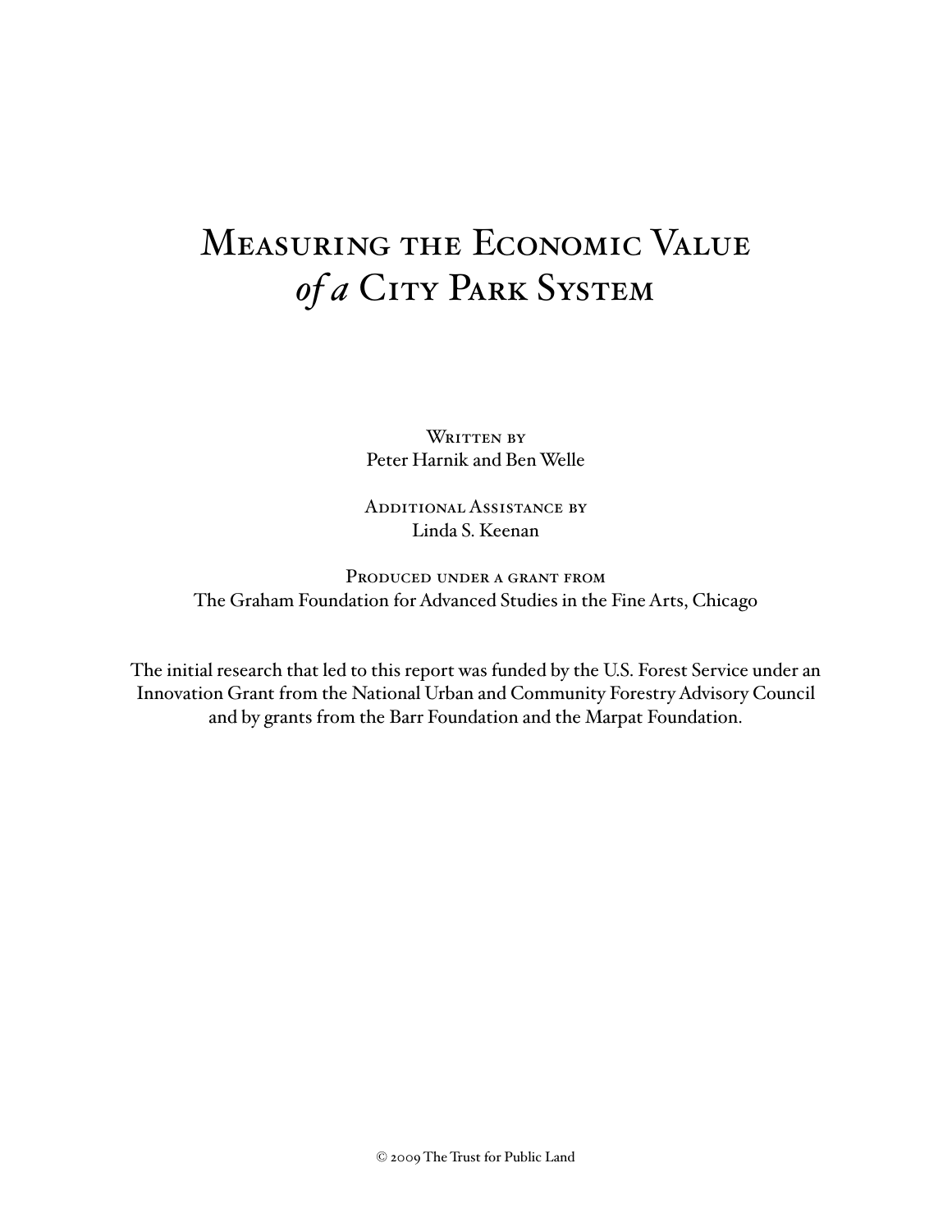# Measuring the Economic Value *of a* City Park System

Written by
Peter Harnik and Ben Welle

Additional Assistance by
Linda S. Keenan

Produced under a grant from
The Graham Foundation for Advanced Studies in the Fine Arts, Chicago

The initial research that led to this report was funded by the U.S. Forest Service under an Innovation Grant from the National Urban and Community Forestry Advisory Council and by grants from the Barr Foundation and the Marpat Foundation.

© 2009 The Trust for Public Land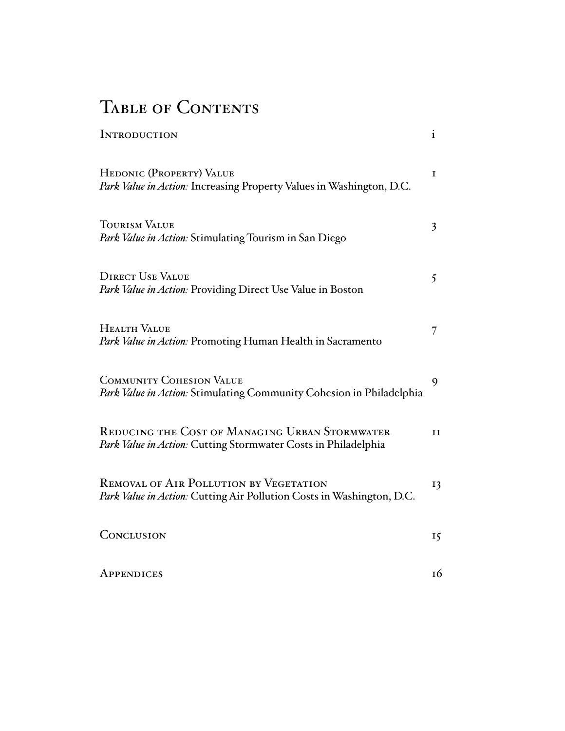# Table of Contents

| | |
|---|---|
| Introduction | i |
| Hedonic (Property) Value<br>*Park Value in Action:* Increasing Property Values in Washington, D.C. | 1 |
| Tourism Value<br>*Park Value in Action:* Stimulating Tourism in San Diego | 3 |
| Direct Use Value<br>*Park Value in Action:* Providing Direct Use Value in Boston | 5 |
| Health Value<br>*Park Value in Action:* Promoting Human Health in Sacramento | 7 |
| Community Cohesion Value<br>*Park Value in Action:* Stimulating Community Cohesion in Philadelphia | 9 |
| Reducing the Cost of Managing Urban Stormwater<br>*Park Value in Action:* Cutting Stormwater Costs in Philadelphia | 11 |
| Removal of Air Pollution by Vegetation<br>*Park Value in Action:* Cutting Air Pollution Costs in Washington, D.C. | 13 |
| Conclusion | 15 |
| Appendices | 16 |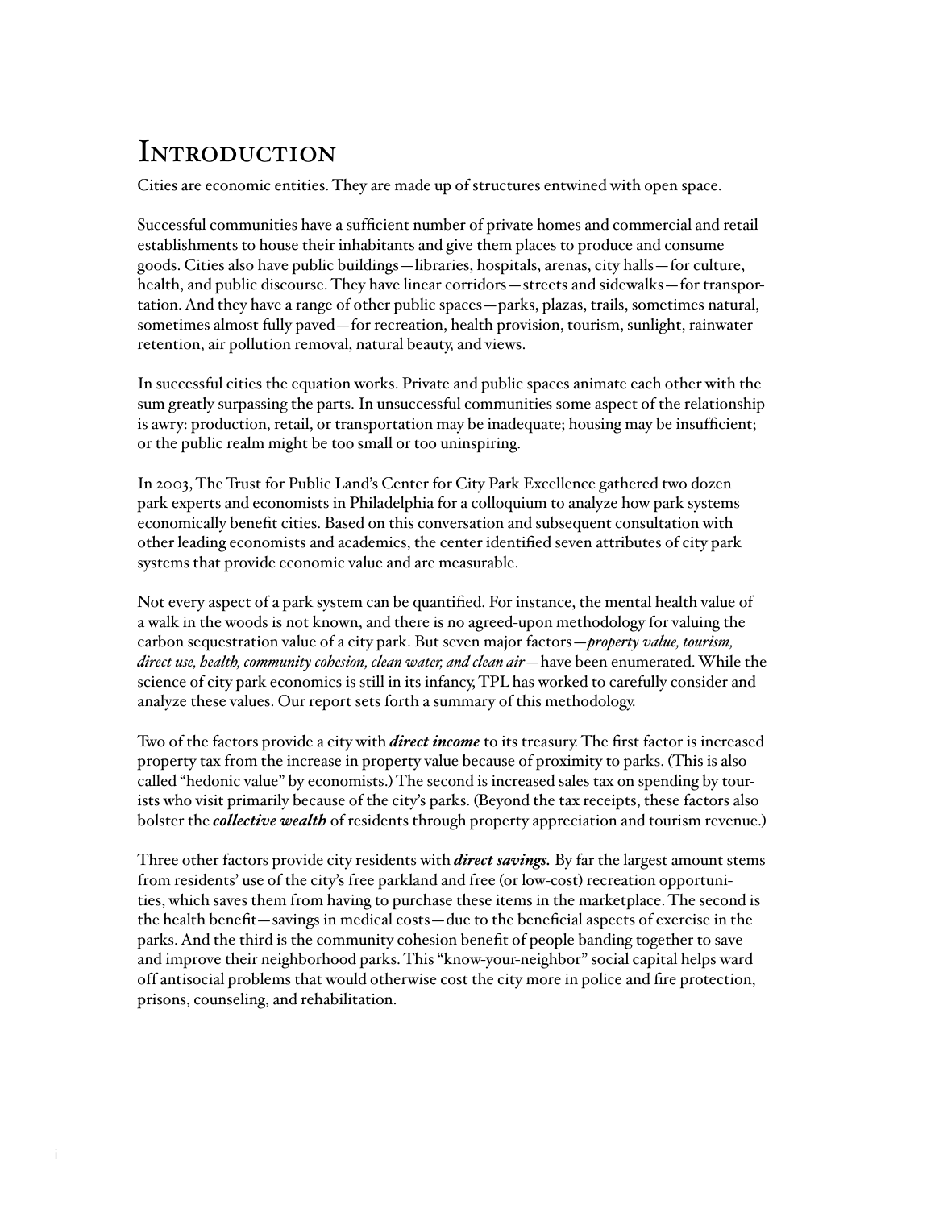# Introduction

Cities are economic entities. They are made up of structures entwined with open space.

Successful communities have a sufficient number of private homes and commercial and retail establishments to house their inhabitants and give them places to produce and consume goods. Cities also have public buildings—libraries, hospitals, arenas, city halls—for culture, health, and public discourse. They have linear corridors—streets and sidewalks—for transportation. And they have a range of other public spaces—parks, plazas, trails, sometimes natural, sometimes almost fully paved—for recreation, health provision, tourism, sunlight, rainwater retention, air pollution removal, natural beauty, and views.

In successful cities the equation works. Private and public spaces animate each other with the sum greatly surpassing the parts. In unsuccessful communities some aspect of the relationship is awry: production, retail, or transportation may be inadequate; housing may be insufficient; or the public realm might be too small or too uninspiring.

In 2003, The Trust for Public Land's Center for City Park Excellence gathered two dozen park experts and economists in Philadelphia for a colloquium to analyze how park systems economically benefit cities. Based on this conversation and subsequent consultation with other leading economists and academics, the center identified seven attributes of city park systems that provide economic value and are measurable.

Not every aspect of a park system can be quantified. For instance, the mental health value of a walk in the woods is not known, and there is no agreed-upon methodology for valuing the carbon sequestration value of a city park. But seven major factors—*property value, tourism, direct use, health, community cohesion, clean water, and clean air*—have been enumerated. While the science of city park economics is still in its infancy, TPL has worked to carefully consider and analyze these values. Our report sets forth a summary of this methodology.

Two of the factors provide a city with ***direct income*** to its treasury. The first factor is increased property tax from the increase in property value because of proximity to parks. (This is also called "hedonic value" by economists.) The second is increased sales tax on spending by tourists who visit primarily because of the city's parks. (Beyond the tax receipts, these factors also bolster the ***collective wealth*** of residents through property appreciation and tourism revenue.)

Three other factors provide city residents with ***direct savings.*** By far the largest amount stems from residents' use of the city's free parkland and free (or low-cost) recreation opportunities, which saves them from having to purchase these items in the marketplace. The second is the health benefit—savings in medical costs—due to the beneficial aspects of exercise in the parks. And the third is the community cohesion benefit of people banding together to save and improve their neighborhood parks. This "know-your-neighbor" social capital helps ward off antisocial problems that would otherwise cost the city more in police and fire protection, prisons, counseling, and rehabilitation.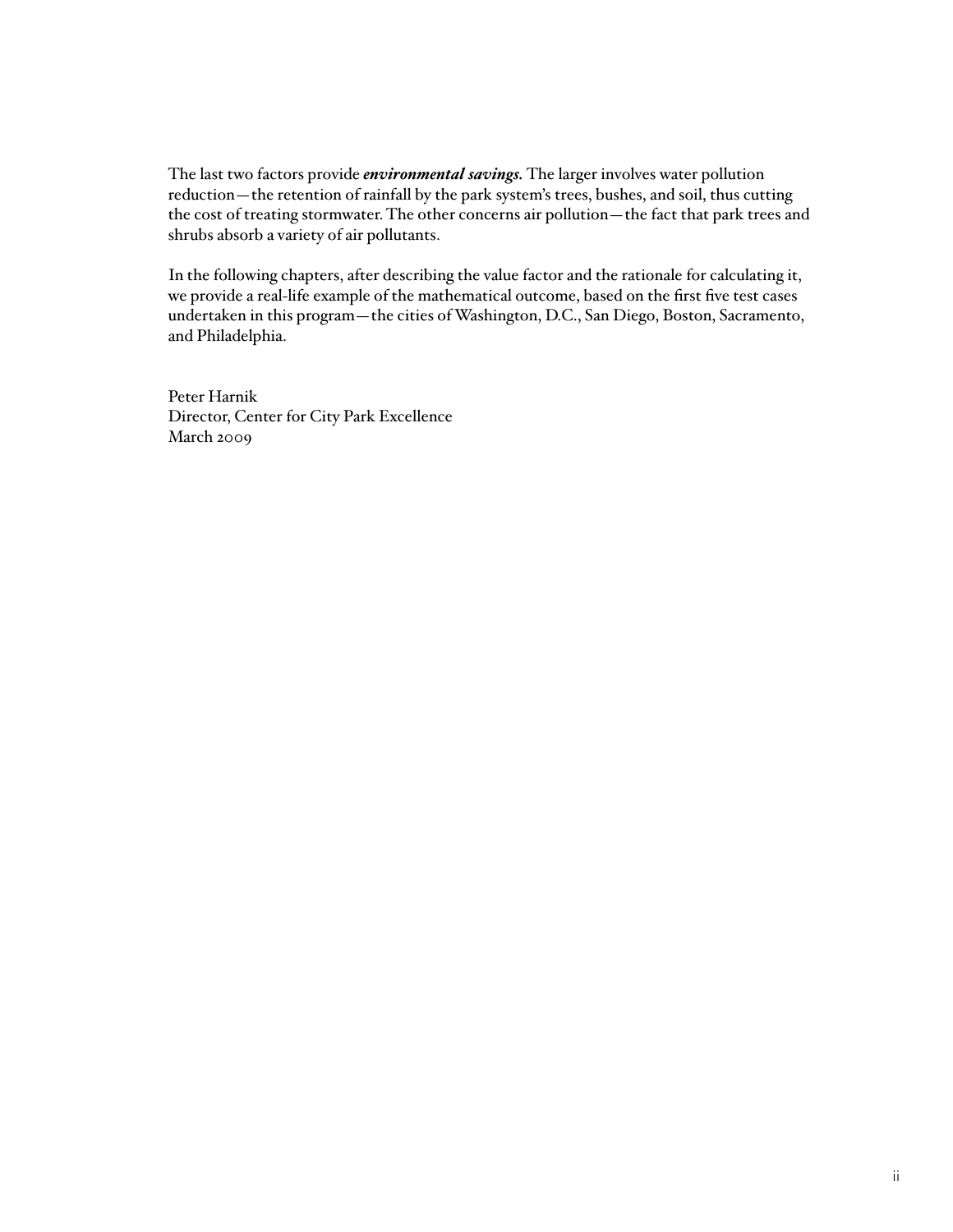The last two factors provide ***environmental savings.*** The larger involves water pollution reduction—the retention of rainfall by the park system's trees, bushes, and soil, thus cutting the cost of treating stormwater. The other concerns air pollution—the fact that park trees and shrubs absorb a variety of air pollutants.

In the following chapters, after describing the value factor and the rationale for calculating it, we provide a real-life example of the mathematical outcome, based on the first five test cases undertaken in this program—the cities of Washington, D.C., San Diego, Boston, Sacramento, and Philadelphia.

Peter Harnik
Director, Center for City Park Excellence
March 2009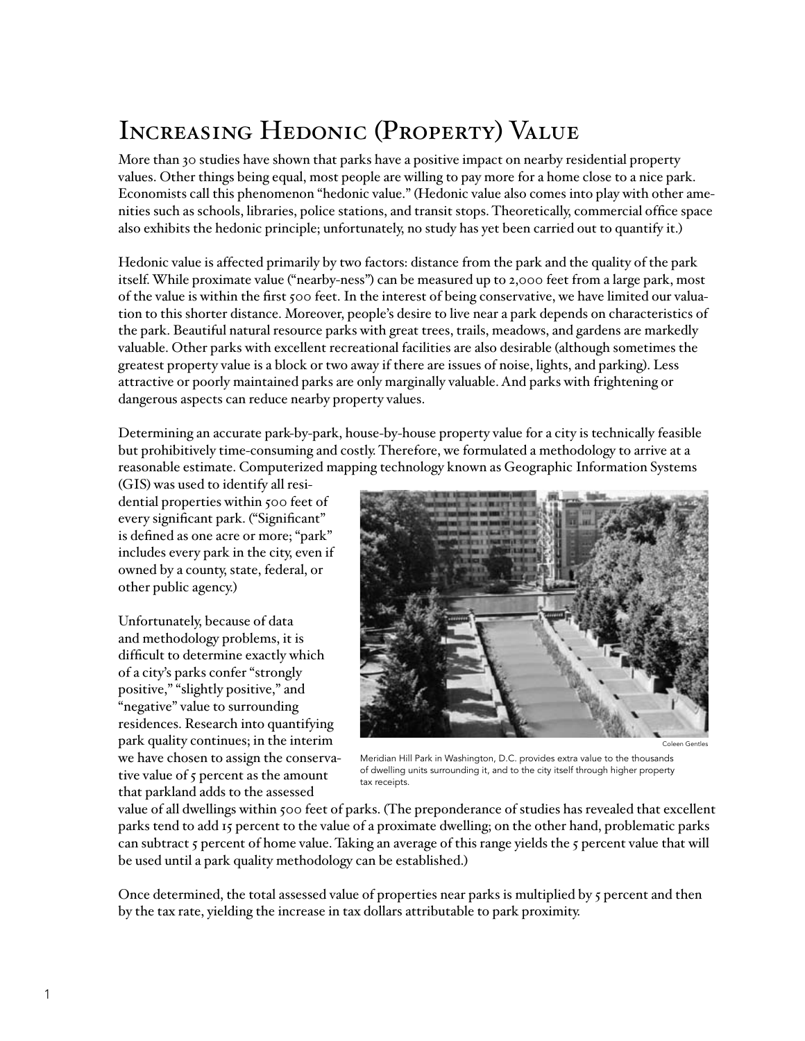# Increasing Hedonic (Property) Value

More than 30 studies have shown that parks have a positive impact on nearby residential property values. Other things being equal, most people are willing to pay more for a home close to a nice park. Economists call this phenomenon "hedonic value." (Hedonic value also comes into play with other amenities such as schools, libraries, police stations, and transit stops. Theoretically, commercial office space also exhibits the hedonic principle; unfortunately, no study has yet been carried out to quantify it.)

Hedonic value is affected primarily by two factors: distance from the park and the quality of the park itself. While proximate value ("nearby-ness") can be measured up to 2,000 feet from a large park, most of the value is within the first 500 feet. In the interest of being conservative, we have limited our valuation to this shorter distance. Moreover, people's desire to live near a park depends on characteristics of the park. Beautiful natural resource parks with great trees, trails, meadows, and gardens are markedly valuable. Other parks with excellent recreational facilities are also desirable (although sometimes the greatest property value is a block or two away if there are issues of noise, lights, and parking). Less attractive or poorly maintained parks are only marginally valuable. And parks with frightening or dangerous aspects can reduce nearby property values.

Determining an accurate park-by-park, house-by-house property value for a city is technically feasible but prohibitively time-consuming and costly. Therefore, we formulated a methodology to arrive at a reasonable estimate. Computerized mapping technology known as Geographic Information Systems (GIS) was used to identify all residential properties within 500 feet of every significant park. ("Significant" is defined as one acre or more; "park" includes every park in the city, even if owned by a county, state, federal, or other public agency.)

Unfortunately, because of data and methodology problems, it is difficult to determine exactly which of a city's parks confer "strongly positive," "slightly positive," and "negative" value to surrounding residences. Research into quantifying park quality continues; in the interim we have chosen to assign the conservative value of 5 percent as the amount that parkland adds to the assessed value of all dwellings within 500 feet of parks. (The preponderance of studies has revealed that excellent parks tend to add 15 percent to the value of a proximate dwelling; on the other hand, problematic parks can subtract 5 percent of home value. Taking an average of this range yields the 5 percent value that will be used until a park quality methodology can be established.)

Coleen Gentles

Meridian Hill Park in Washington, D.C. provides extra value to the thousands of dwelling units surrounding it, and to the city itself through higher property tax receipts.

Once determined, the total assessed value of properties near parks is multiplied by 5 percent and then by the tax rate, yielding the increase in tax dollars attributable to park proximity.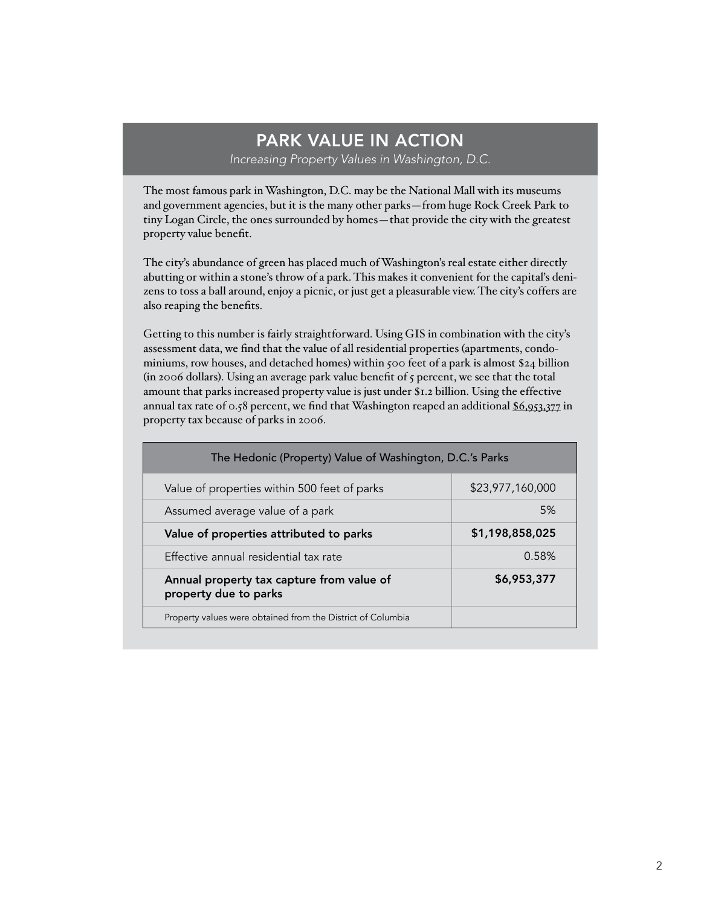## PARK VALUE IN ACTION

*Increasing Property Values in Washington, D.C.*

The most famous park in Washington, D.C. may be the National Mall with its museums and government agencies, but it is the many other parks—from huge Rock Creek Park to tiny Logan Circle, the ones surrounded by homes—that provide the city with the greatest property value benefit.

The city's abundance of green has placed much of Washington's real estate either directly abutting or within a stone's throw of a park. This makes it convenient for the capital's denizens to toss a ball around, enjoy a picnic, or just get a pleasurable view. The city's coffers are also reaping the benefits.

Getting to this number is fairly straightforward. Using GIS in combination with the city's assessment data, we find that the value of all residential properties (apartments, condominiums, row houses, and detached homes) within 500 feet of a park is almost $24 billion (in 2006 dollars). Using an average park value benefit of 5 percent, we see that the total amount that parks increased property value is just under $1.2 billion. Using the effective annual tax rate of 0.58 percent, we find that Washington reaped an additional $6,953,377 in property tax because of parks in 2006.

| The Hedonic (Property) Value of Washington, D.C.'s Parks | |
|---|---|
| Value of properties within 500 feet of parks | $23,977,160,000 |
| Assumed average value of a park | 5% |
| **Value of properties attributed to parks** | **$1,198,858,025** |
| Effective annual residential tax rate | 0.58% |
| **Annual property tax capture from value of property due to parks** | **$6,953,377** |
| Property values were obtained from the District of Columbia | |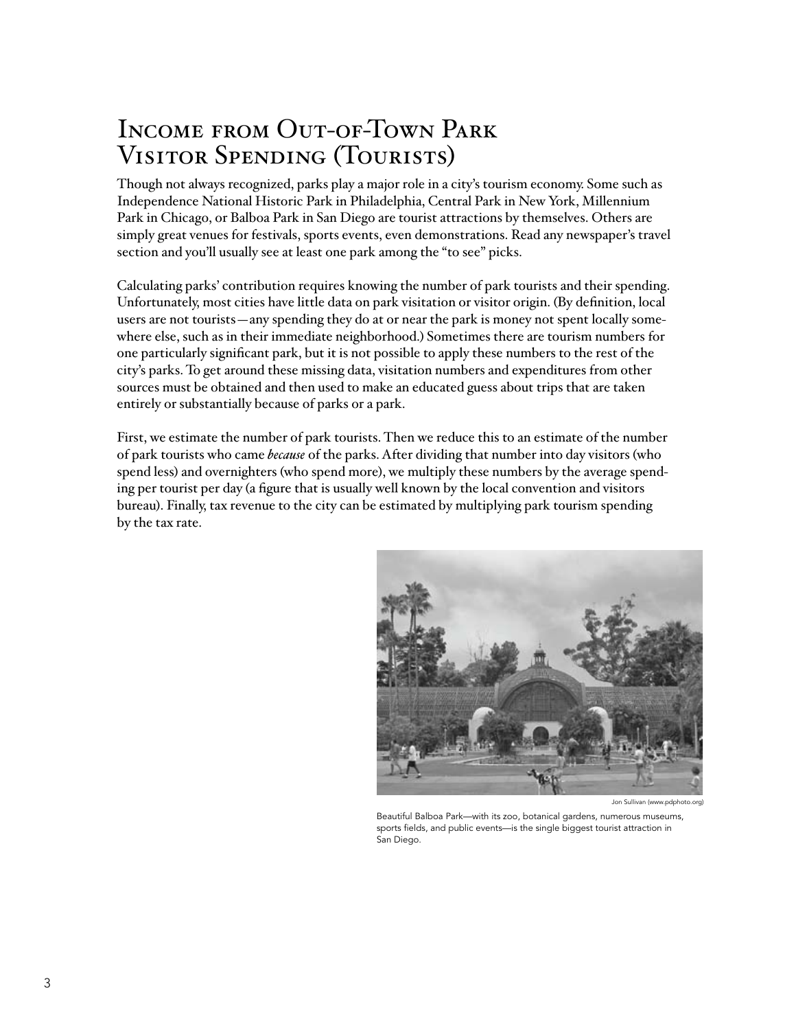# Income from Out-of-Town Park Visitor Spending (Tourists)

Though not always recognized, parks play a major role in a city's tourism economy. Some such as Independence National Historic Park in Philadelphia, Central Park in New York, Millennium Park in Chicago, or Balboa Park in San Diego are tourist attractions by themselves. Others are simply great venues for festivals, sports events, even demonstrations. Read any newspaper's travel section and you'll usually see at least one park among the "to see" picks.

Calculating parks' contribution requires knowing the number of park tourists and their spending. Unfortunately, most cities have little data on park visitation or visitor origin. (By definition, local users are not tourists—any spending they do at or near the park is money not spent locally somewhere else, such as in their immediate neighborhood.) Sometimes there are tourism numbers for one particularly significant park, but it is not possible to apply these numbers to the rest of the city's parks. To get around these missing data, visitation numbers and expenditures from other sources must be obtained and then used to make an educated guess about trips that are taken entirely or substantially because of parks or a park.

First, we estimate the number of park tourists. Then we reduce this to an estimate of the number of park tourists who came *because* of the parks. After dividing that number into day visitors (who spend less) and overnighters (who spend more), we multiply these numbers by the average spending per tourist per day (a figure that is usually well known by the local convention and visitors bureau). Finally, tax revenue to the city can be estimated by multiplying park tourism spending by the tax rate.

Jon Sullivan (www.pdphoto.org)

Beautiful Balboa Park—with its zoo, botanical gardens, numerous museums, sports fields, and public events—is the single biggest tourist attraction in San Diego.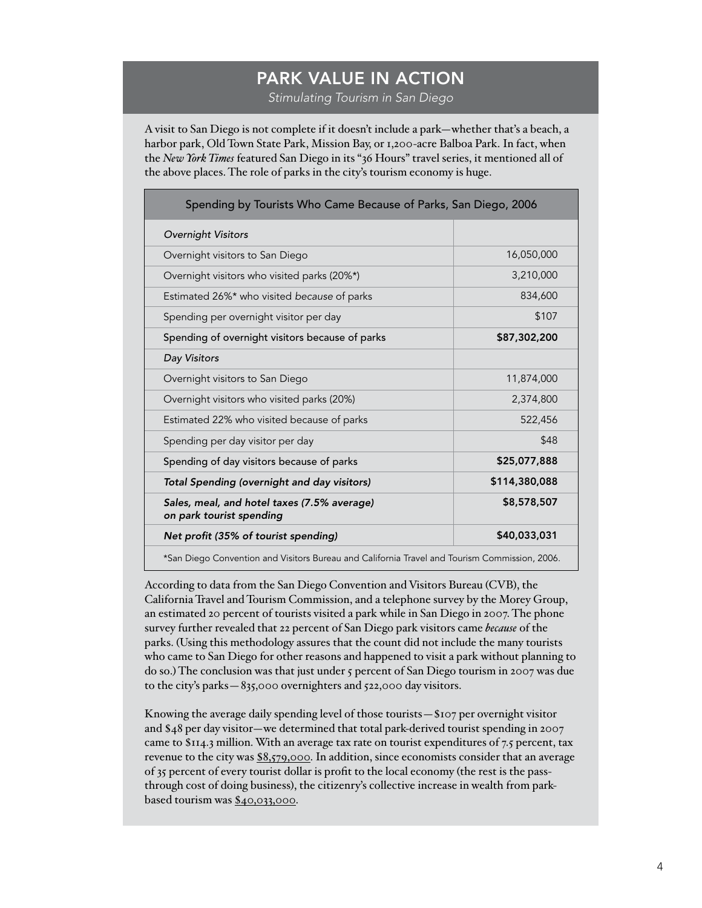## PARK VALUE IN ACTION

*Stimulating Tourism in San Diego*

A visit to San Diego is not complete if it doesn't include a park—whether that's a beach, a harbor park, Old Town State Park, Mission Bay, or 1,200-acre Balboa Park. In fact, when the *New York Times* featured San Diego in its "36 Hours" travel series, it mentioned all of the above places. The role of parks in the city's tourism economy is huge.

| Spending by Tourists Who Came Because of Parks, San Diego, 2006 | |
|---|---|
| *Overnight Visitors* | |
| Overnight visitors to San Diego | 16,050,000 |
| Overnight visitors who visited parks (20%*) | 3,210,000 |
| Estimated 26%* who visited *because* of parks | 834,600 |
| Spending per overnight visitor per day | $107 |
| Spending of overnight visitors because of parks | **$87,302,200** |
| *Day Visitors* | |
| Overnight visitors to San Diego | 11,874,000 |
| Overnight visitors who visited parks (20%) | 2,374,800 |
| Estimated 22% who visited because of parks | 522,456 |
| Spending per day visitor per day | $48 |
| Spending of day visitors because of parks | **$25,077,888** |
| ***Total Spending (overnight and day visitors)*** | **$114,380,088** |
| ***Sales, meal, and hotel taxes (7.5% average) on park tourist spending*** | **$8,578,507** |
| ***Net profit (35% of tourist spending)*** | **$40,033,031** |

*San Diego Convention and Visitors Bureau and California Travel and Tourism Commission, 2006.

According to data from the San Diego Convention and Visitors Bureau (CVB), the California Travel and Tourism Commission, and a telephone survey by the Morey Group, an estimated 20 percent of tourists visited a park while in San Diego in 2007. The phone survey further revealed that 22 percent of San Diego park visitors came *because* of the parks. (Using this methodology assures that the count did not include the many tourists who came to San Diego for other reasons and happened to visit a park without planning to do so.) The conclusion was that just under 5 percent of San Diego tourism in 2007 was due to the city's parks—835,000 overnighters and 522,000 day visitors.

Knowing the average daily spending level of those tourists—$107 per overnight visitor and $48 per day visitor—we determined that total park-derived tourist spending in 2007 came to $114.3 million. With an average tax rate on tourist expenditures of 7.5 percent, tax revenue to the city was <u>$8,579,000</u>. In addition, since economists consider that an average of 35 percent of every tourist dollar is profit to the local economy (the rest is the pass-through cost of doing business), the citizenry's collective increase in wealth from park-based tourism was <u>$40,033,000</u>.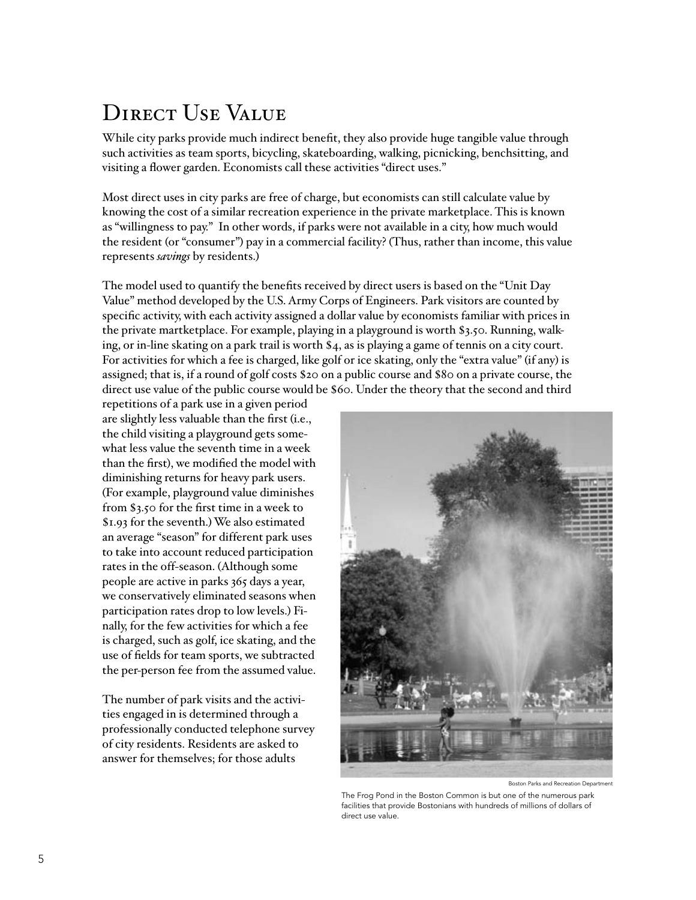# Direct Use Value

While city parks provide much indirect benefit, they also provide huge tangible value through such activities as team sports, bicycling, skateboarding, walking, picnicking, benchsitting, and visiting a flower garden. Economists call these activities "direct uses."

Most direct uses in city parks are free of charge, but economists can still calculate value by knowing the cost of a similar recreation experience in the private marketplace. This is known as "willingness to pay." In other words, if parks were not available in a city, how much would the resident (or "consumer") pay in a commercial facility? (Thus, rather than income, this value represents *savings* by residents.)

The model used to quantify the benefits received by direct users is based on the "Unit Day Value" method developed by the U.S. Army Corps of Engineers. Park visitors are counted by specific activity, with each activity assigned a dollar value by economists familiar with prices in the private martketplace. For example, playing in a playground is worth $3.50. Running, walking, or in-line skating on a park trail is worth $4, as is playing a game of tennis on a city court. For activities for which a fee is charged, like golf or ice skating, only the "extra value" (if any) is assigned; that is, if a round of golf costs $20 on a public course and $80 on a private course, the direct use value of the public course would be $60. Under the theory that the second and third repetitions of a park use in a given period are slightly less valuable than the first (i.e., the child visiting a playground gets somewhat less value the seventh time in a week than the first), we modified the model with diminishing returns for heavy park users. (For example, playground value diminishes from $3.50 for the first time in a week to $1.93 for the seventh.) We also estimated an average "season" for different park uses to take into account reduced participation rates in the off-season. (Although some people are active in parks 365 days a year, we conservatively eliminated seasons when participation rates drop to low levels.) Finally, for the few activities for which a fee is charged, such as golf, ice skating, and the use of fields for team sports, we subtracted the per-person fee from the assumed value.

The number of park visits and the activities engaged in is determined through a professionally conducted telephone survey of city residents. Residents are asked to answer for themselves; for those adults

Boston Parks and Recreation Department

The Frog Pond in the Boston Common is but one of the numerous park facilities that provide Bostonians with hundreds of millions of dollars of direct use value.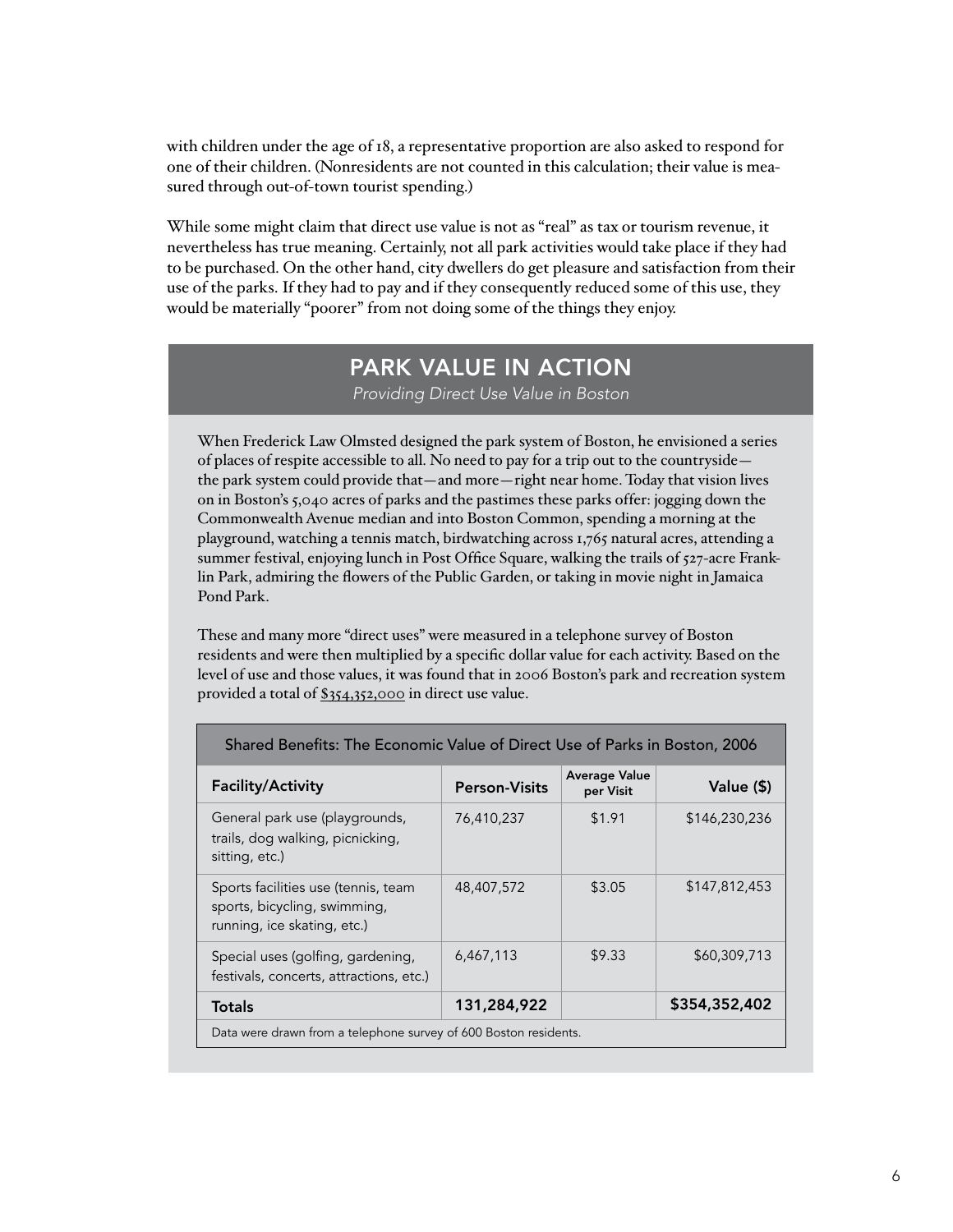with children under the age of 18, a representative proportion are also asked to respond for one of their children. (Nonresidents are not counted in this calculation; their value is measured through out-of-town tourist spending.)

While some might claim that direct use value is not as "real" as tax or tourism revenue, it nevertheless has true meaning. Certainly, not all park activities would take place if they had to be purchased. On the other hand, city dwellers do get pleasure and satisfaction from their use of the parks. If they had to pay and if they consequently reduced some of this use, they would be materially "poorer" from not doing some of the things they enjoy.

## PARK VALUE IN ACTION

*Providing Direct Use Value in Boston*

When Frederick Law Olmsted designed the park system of Boston, he envisioned a series of places of respite accessible to all. No need to pay for a trip out to the countryside—the park system could provide that—and more—right near home. Today that vision lives on in Boston's 5,040 acres of parks and the pastimes these parks offer: jogging down the Commonwealth Avenue median and into Boston Common, spending a morning at the playground, watching a tennis match, birdwatching across 1,765 natural acres, attending a summer festival, enjoying lunch in Post Office Square, walking the trails of 527-acre Franklin Park, admiring the flowers of the Public Garden, or taking in movie night in Jamaica Pond Park.

These and many more "direct uses" were measured in a telephone survey of Boston residents and were then multiplied by a specific dollar value for each activity. Based on the level of use and those values, it was found that in 2006 Boston's park and recreation system provided a total of $354,352,000 in direct use value.

**Shared Benefits: The Economic Value of Direct Use of Parks in Boston, 2006**

| Facility/Activity | Person-Visits | Average Value per Visit | Value ($) |
|---|---|---|---|
| General park use (playgrounds, trails, dog walking, picnicking, sitting, etc.) | 76,410,237 | $1.91 | $146,230,236 |
| Sports facilities use (tennis, team sports, bicycling, swimming, running, ice skating, etc.) | 48,407,572 | $3.05 | $147,812,453 |
| Special uses (golfing, gardening, festivals, concerts, attractions, etc.) | 6,467,113 | $9.33 | $60,309,713 |
| **Totals** | **131,284,922** | | **$354,352,402** |

Data were drawn from a telephone survey of 600 Boston residents.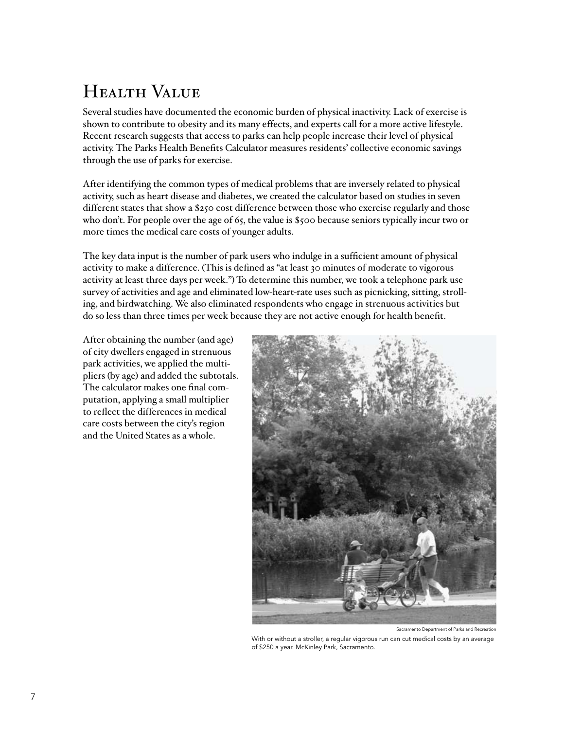# Health Value

Several studies have documented the economic burden of physical inactivity. Lack of exercise is shown to contribute to obesity and its many effects, and experts call for a more active lifestyle. Recent research suggests that access to parks can help people increase their level of physical activity. The Parks Health Benefits Calculator measures residents' collective economic savings through the use of parks for exercise.

After identifying the common types of medical problems that are inversely related to physical activity, such as heart disease and diabetes, we created the calculator based on studies in seven different states that show a $250 cost difference between those who exercise regularly and those who don't. For people over the age of 65, the value is $500 because seniors typically incur two or more times the medical care costs of younger adults.

The key data input is the number of park users who indulge in a sufficient amount of physical activity to make a difference. (This is defined as "at least 30 minutes of moderate to vigorous activity at least three days per week.") To determine this number, we took a telephone park use survey of activities and age and eliminated low-heart-rate uses such as picnicking, sitting, strolling, and birdwatching. We also eliminated respondents who engage in strenuous activities but do so less than three times per week because they are not active enough for health benefit.

After obtaining the number (and age) of city dwellers engaged in strenuous park activities, we applied the multipliers (by age) and added the subtotals. The calculator makes one final computation, applying a small multiplier to reflect the differences in medical care costs between the city's region and the United States as a whole.

Sacramento Department of Parks and Recreation

With or without a stroller, a regular vigorous run can cut medical costs by an average of $250 a year. McKinley Park, Sacramento.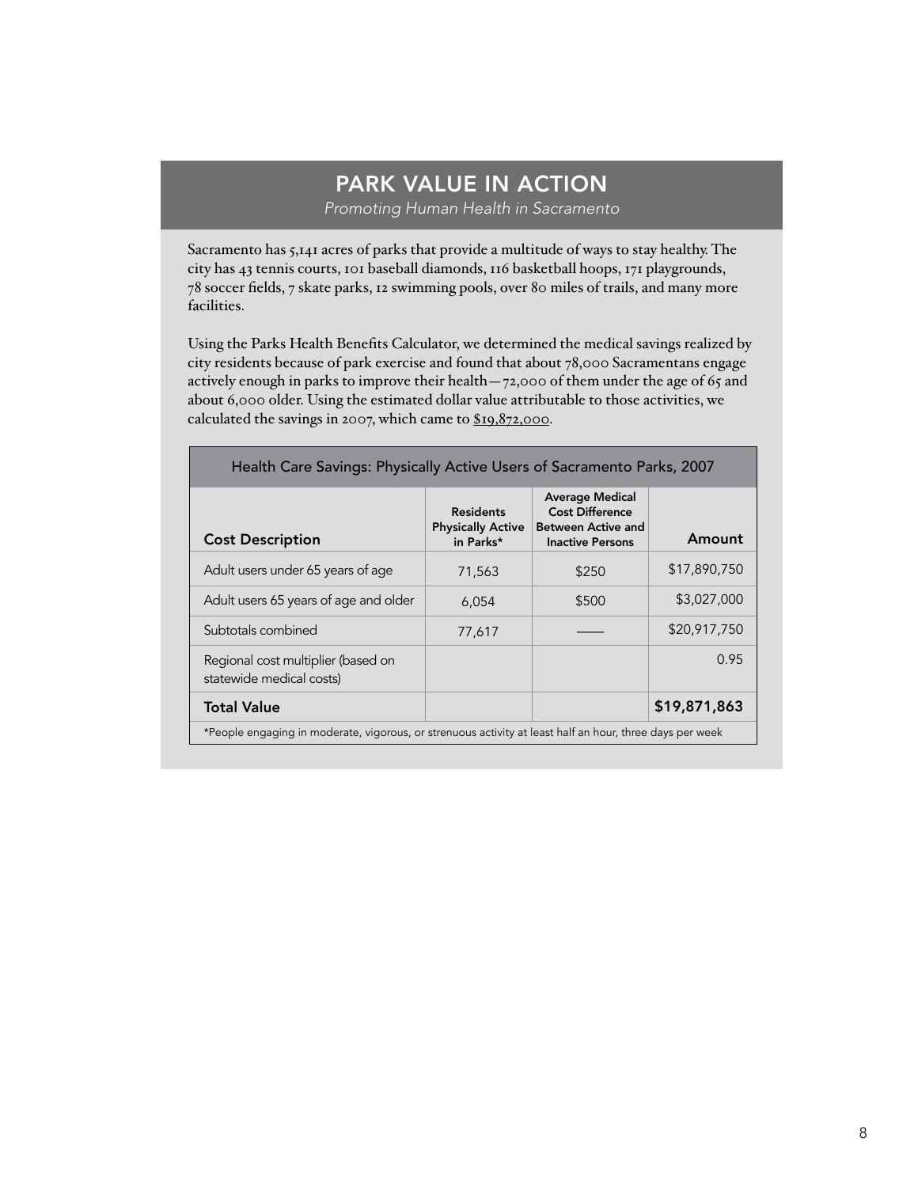## PARK VALUE IN ACTION

*Promoting Human Health in Sacramento*

Sacramento has 5,141 acres of parks that provide a multitude of ways to stay healthy. The city has 43 tennis courts, 101 baseball diamonds, 116 basketball hoops, 171 playgrounds, 78 soccer fields, 7 skate parks, 12 swimming pools, over 80 miles of trails, and many more facilities.

Using the Parks Health Benefits Calculator, we determined the medical savings realized by city residents because of park exercise and found that about 78,000 Sacramentans engage actively enough in parks to improve their health—72,000 of them under the age of 65 and about 6,000 older. Using the estimated dollar value attributable to those activities, we calculated the savings in 2007, which came to $19,872,000.

**Health Care Savings: Physically Active Users of Sacramento Parks, 2007**

| Cost Description | Residents Physically Active in Parks* | Average Medical Cost Difference Between Active and Inactive Persons | Amount |
|---|---|---|---|
| Adult users under 65 years of age | 71,563 | $250 | $17,890,750 |
| Adult users 65 years of age and older | 6,054 | $500 | $3,027,000 |
| Subtotals combined | 77,617 | —— | $20,917,750 |
| Regional cost multiplier (based on statewide medical costs) | | | 0.95 |
| **Total Value** | | | **$19,871,863** |

*People engaging in moderate, vigorous, or strenuous activity at least half an hour, three days per week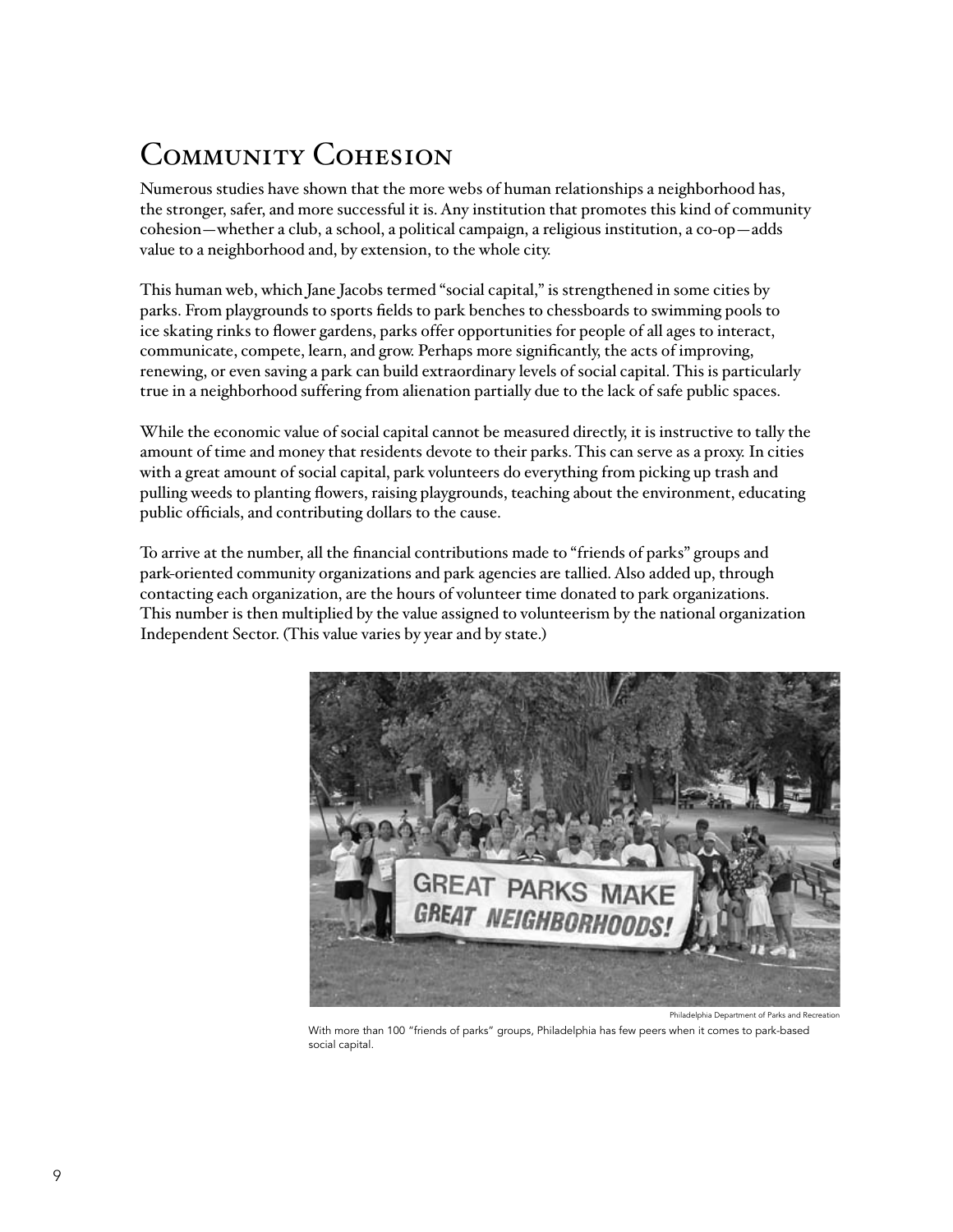## Community Cohesion

Numerous studies have shown that the more webs of human relationships a neighborhood has, the stronger, safer, and more successful it is. Any institution that promotes this kind of community cohesion—whether a club, a school, a political campaign, a religious institution, a co-op—adds value to a neighborhood and, by extension, to the whole city.

This human web, which Jane Jacobs termed "social capital," is strengthened in some cities by parks. From playgrounds to sports fields to park benches to chessboards to swimming pools to ice skating rinks to flower gardens, parks offer opportunities for people of all ages to interact, communicate, compete, learn, and grow. Perhaps more significantly, the acts of improving, renewing, or even saving a park can build extraordinary levels of social capital. This is particularly true in a neighborhood suffering from alienation partially due to the lack of safe public spaces.

While the economic value of social capital cannot be measured directly, it is instructive to tally the amount of time and money that residents devote to their parks. This can serve as a proxy. In cities with a great amount of social capital, park volunteers do everything from picking up trash and pulling weeds to planting flowers, raising playgrounds, teaching about the environment, educating public officials, and contributing dollars to the cause.

To arrive at the number, all the financial contributions made to "friends of parks" groups and park-oriented community organizations and park agencies are tallied. Also added up, through contacting each organization, are the hours of volunteer time donated to park organizations. This number is then multiplied by the value assigned to volunteerism by the national organization Independent Sector. (This value varies by year and by state.)

Philadelphia Department of Parks and Recreation

With more than 100 "friends of parks" groups, Philadelphia has few peers when it comes to park-based social capital.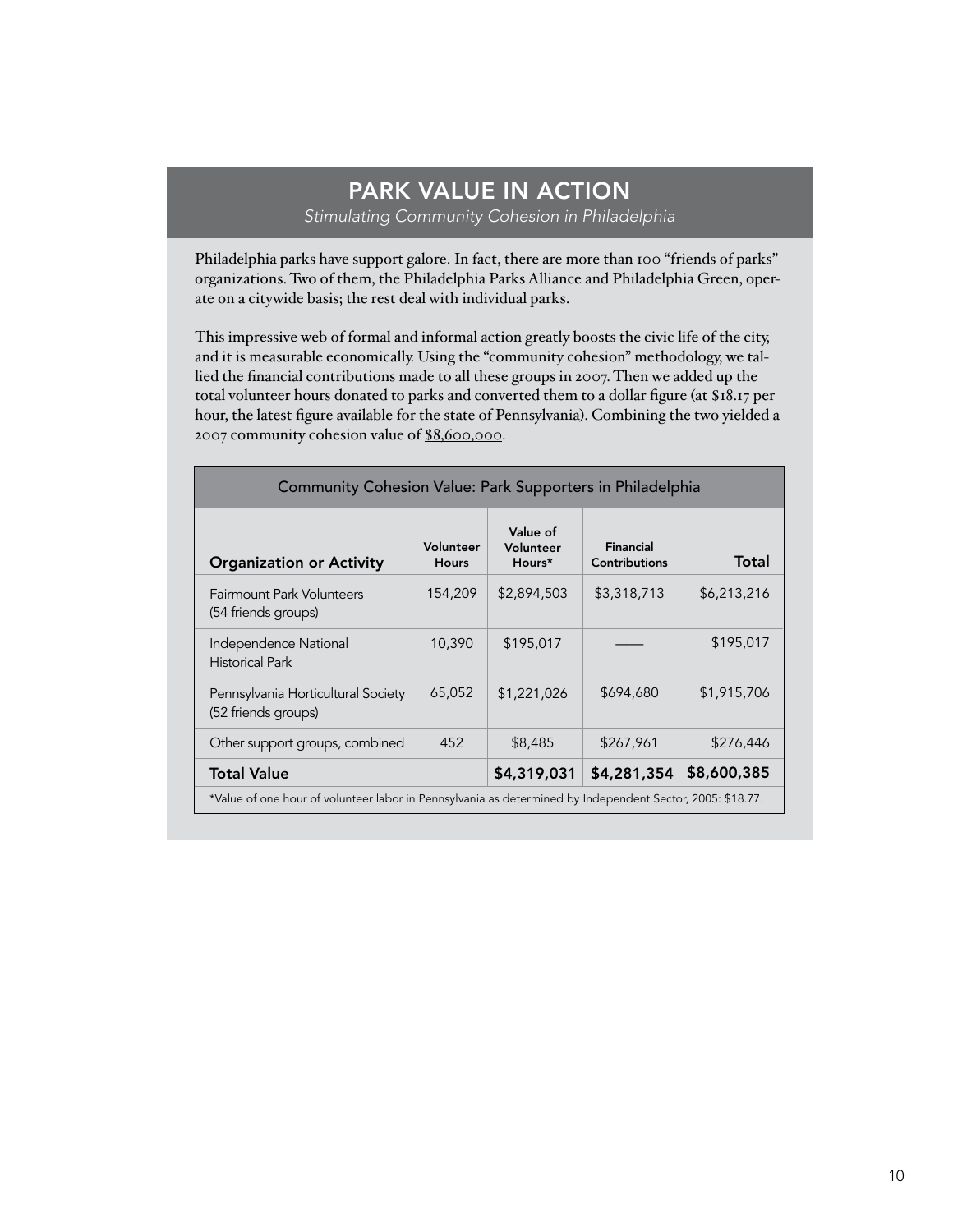## PARK VALUE IN ACTION

*Stimulating Community Cohesion in Philadelphia*

Philadelphia parks have support galore. In fact, there are more than 100 "friends of parks" organizations. Two of them, the Philadelphia Parks Alliance and Philadelphia Green, operate on a citywide basis; the rest deal with individual parks.

This impressive web of formal and informal action greatly boosts the civic life of the city, and it is measurable economically. Using the "community cohesion" methodology, we tallied the financial contributions made to all these groups in 2007. Then we added up the total volunteer hours donated to parks and converted them to a dollar figure (at $18.17 per hour, the latest figure available for the state of Pennsylvania). Combining the two yielded a 2007 community cohesion value of $8,600,000.

| Community Cohesion Value: Park Supporters in Philadelphia | | | | |
|---|---|---|---|---|
| **Organization or Activity** | **Volunteer Hours** | **Value of Volunteer Hours*** | **Financial Contributions** | **Total** |
| Fairmount Park Volunteers (54 friends groups) | 154,209 | $2,894,503 | $3,318,713 | $6,213,216 |
| Independence National Historical Park | 10,390 | $195,017 | —— | $195,017 |
| Pennsylvania Horticultural Society (52 friends groups) | 65,052 | $1,221,026 | $694,680 | $1,915,706 |
| Other support groups, combined | 452 | $8,485 | $267,961 | $276,446 |
| **Total Value** | | **$4,319,031** | **$4,281,354** | **$8,600,385** |

*Value of one hour of volunteer labor in Pennsylvania as determined by Independent Sector, 2005: $18.77.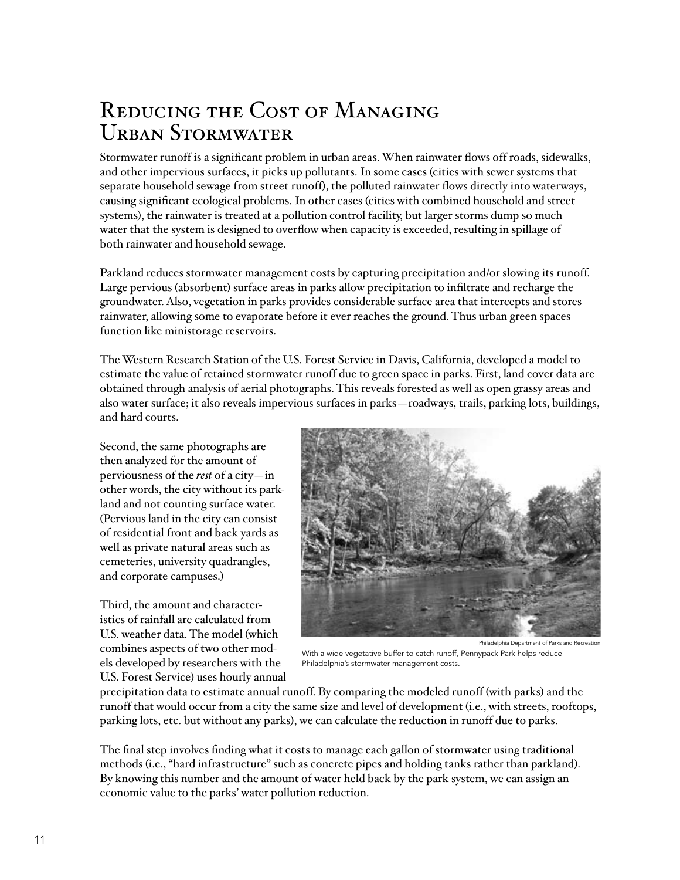# Reducing the Cost of Managing Urban Stormwater

Stormwater runoff is a significant problem in urban areas. When rainwater flows off roads, sidewalks, and other impervious surfaces, it picks up pollutants. In some cases (cities with sewer systems that separate household sewage from street runoff), the polluted rainwater flows directly into waterways, causing significant ecological problems. In other cases (cities with combined household and street systems), the rainwater is treated at a pollution control facility, but larger storms dump so much water that the system is designed to overflow when capacity is exceeded, resulting in spillage of both rainwater and household sewage.

Parkland reduces stormwater management costs by capturing precipitation and/or slowing its runoff. Large pervious (absorbent) surface areas in parks allow precipitation to infiltrate and recharge the groundwater. Also, vegetation in parks provides considerable surface area that intercepts and stores rainwater, allowing some to evaporate before it ever reaches the ground. Thus urban green spaces function like ministorage reservoirs.

The Western Research Station of the U.S. Forest Service in Davis, California, developed a model to estimate the value of retained stormwater runoff due to green space in parks. First, land cover data are obtained through analysis of aerial photographs. This reveals forested as well as open grassy areas and also water surface; it also reveals impervious surfaces in parks—roadways, trails, parking lots, buildings, and hard courts.

Second, the same photographs are then analyzed for the amount of perviousness of the *rest* of a city—in other words, the city without its parkland and not counting surface water. (Pervious land in the city can consist of residential front and back yards as well as private natural areas such as cemeteries, university quadrangles, and corporate campuses.)

Third, the amount and characteristics of rainfall are calculated from U.S. weather data. The model (which combines aspects of two other models developed by researchers with the U.S. Forest Service) uses hourly annual precipitation data to estimate annual runoff. By comparing the modeled runoff (with parks) and the runoff that would occur from a city the same size and level of development (i.e., with streets, rooftops, parking lots, etc. but without any parks), we can calculate the reduction in runoff due to parks.

Philadelphia Department of Parks and Recreation

With a wide vegetative buffer to catch runoff, Pennypack Park helps reduce Philadelphia's stormwater management costs.

The final step involves finding what it costs to manage each gallon of stormwater using traditional methods (i.e., "hard infrastructure" such as concrete pipes and holding tanks rather than parkland). By knowing this number and the amount of water held back by the park system, we can assign an economic value to the parks' water pollution reduction.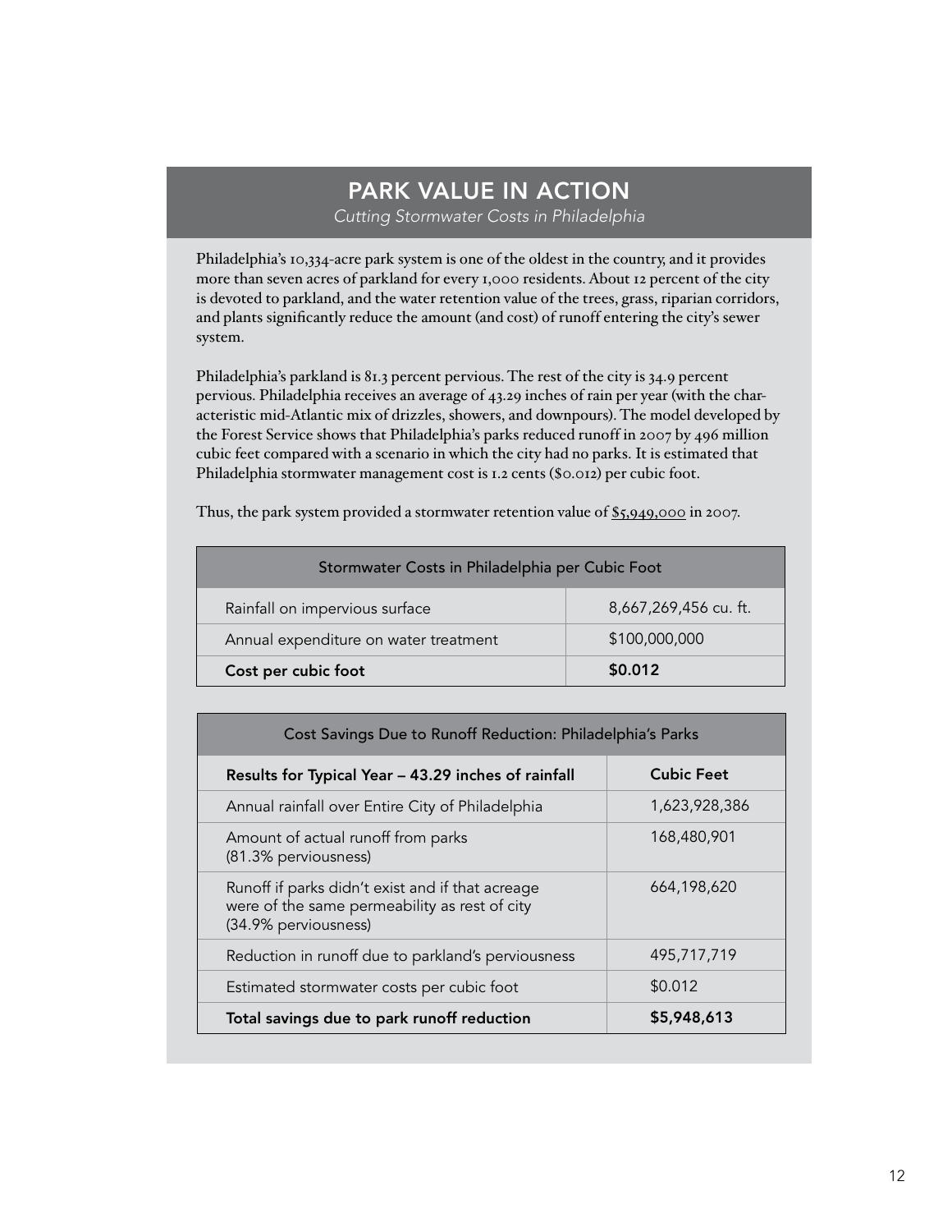## PARK VALUE IN ACTION

*Cutting Stormwater Costs in Philadelphia*

Philadelphia's 10,334-acre park system is one of the oldest in the country, and it provides more than seven acres of parkland for every 1,000 residents. About 12 percent of the city is devoted to parkland, and the water retention value of the trees, grass, riparian corridors, and plants significantly reduce the amount (and cost) of runoff entering the city's sewer system.

Philadelphia's parkland is 81.3 percent pervious. The rest of the city is 34.9 percent pervious. Philadelphia receives an average of 43.29 inches of rain per year (with the characteristic mid-Atlantic mix of drizzles, showers, and downpours). The model developed by the Forest Service shows that Philadelphia's parks reduced runoff in 2007 by 496 million cubic feet compared with a scenario in which the city had no parks. It is estimated that Philadelphia stormwater management cost is 1.2 cents ($0.012) per cubic foot.

Thus, the park system provided a stormwater retention value of $5,949,000 in 2007.

| Stormwater Costs in Philadelphia per Cubic Foot | |
|---|---|
| Rainfall on impervious surface | 8,667,269,456 cu. ft. |
| Annual expenditure on water treatment | $100,000,000 |
| **Cost per cubic foot** | **$0.012** |

| Cost Savings Due to Runoff Reduction: Philadelphia's Parks | |
|---|---|
| **Results for Typical Year – 43.29 inches of rainfall** | **Cubic Feet** |
| Annual rainfall over Entire City of Philadelphia | 1,623,928,386 |
| Amount of actual runoff from parks (81.3% perviousness) | 168,480,901 |
| Runoff if parks didn't exist and if that acreage were of the same permeability as rest of city (34.9% perviousness) | 664,198,620 |
| Reduction in runoff due to parkland's perviousness | 495,717,719 |
| Estimated stormwater costs per cubic foot | $0.012 |
| **Total savings due to park runoff reduction** | **$5,948,613** |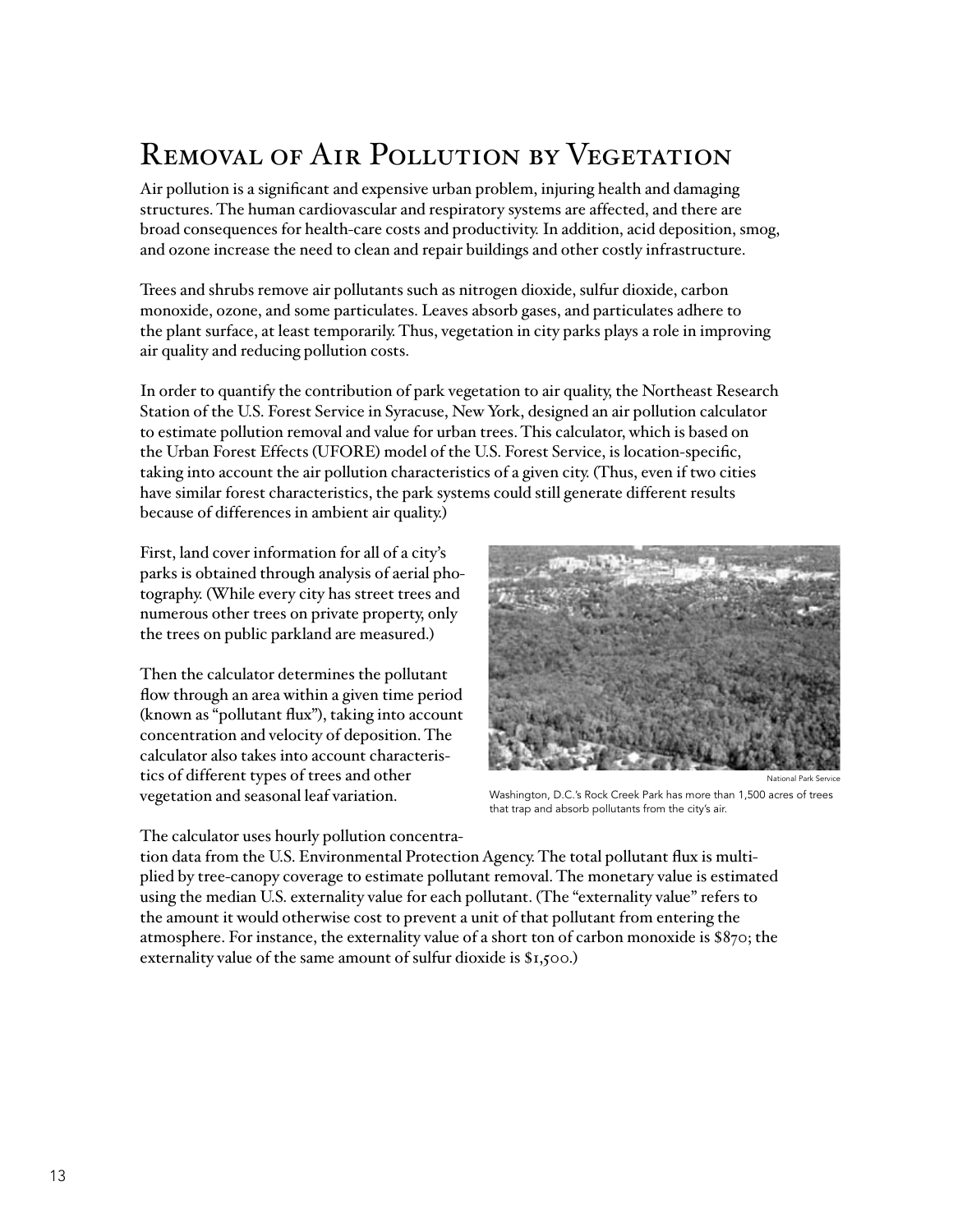# Removal of Air Pollution by Vegetation

Air pollution is a significant and expensive urban problem, injuring health and damaging structures. The human cardiovascular and respiratory systems are affected, and there are broad consequences for health-care costs and productivity. In addition, acid deposition, smog, and ozone increase the need to clean and repair buildings and other costly infrastructure.

Trees and shrubs remove air pollutants such as nitrogen dioxide, sulfur dioxide, carbon monoxide, ozone, and some particulates. Leaves absorb gases, and particulates adhere to the plant surface, at least temporarily. Thus, vegetation in city parks plays a role in improving air quality and reducing pollution costs.

In order to quantify the contribution of park vegetation to air quality, the Northeast Research Station of the U.S. Forest Service in Syracuse, New York, designed an air pollution calculator to estimate pollution removal and value for urban trees. This calculator, which is based on the Urban Forest Effects (UFORE) model of the U.S. Forest Service, is location-specific, taking into account the air pollution characteristics of a given city. (Thus, even if two cities have similar forest characteristics, the park systems could still generate different results because of differences in ambient air quality.)

First, land cover information for all of a city's parks is obtained through analysis of aerial photography. (While every city has street trees and numerous other trees on private property, only the trees on public parkland are measured.)

Then the calculator determines the pollutant flow through an area within a given time period (known as "pollutant flux"), taking into account concentration and velocity of deposition. The calculator also takes into account characteristics of different types of trees and other vegetation and seasonal leaf variation.

National Park Service

Washington, D.C.'s Rock Creek Park has more than 1,500 acres of trees that trap and absorb pollutants from the city's air.

The calculator uses hourly pollution concentration data from the U.S. Environmental Protection Agency. The total pollutant flux is multiplied by tree-canopy coverage to estimate pollutant removal. The monetary value is estimated using the median U.S. externality value for each pollutant. (The "externality value" refers to the amount it would otherwise cost to prevent a unit of that pollutant from entering the atmosphere. For instance, the externality value of a short ton of carbon monoxide is $870; the externality value of the same amount of sulfur dioxide is $1,500.)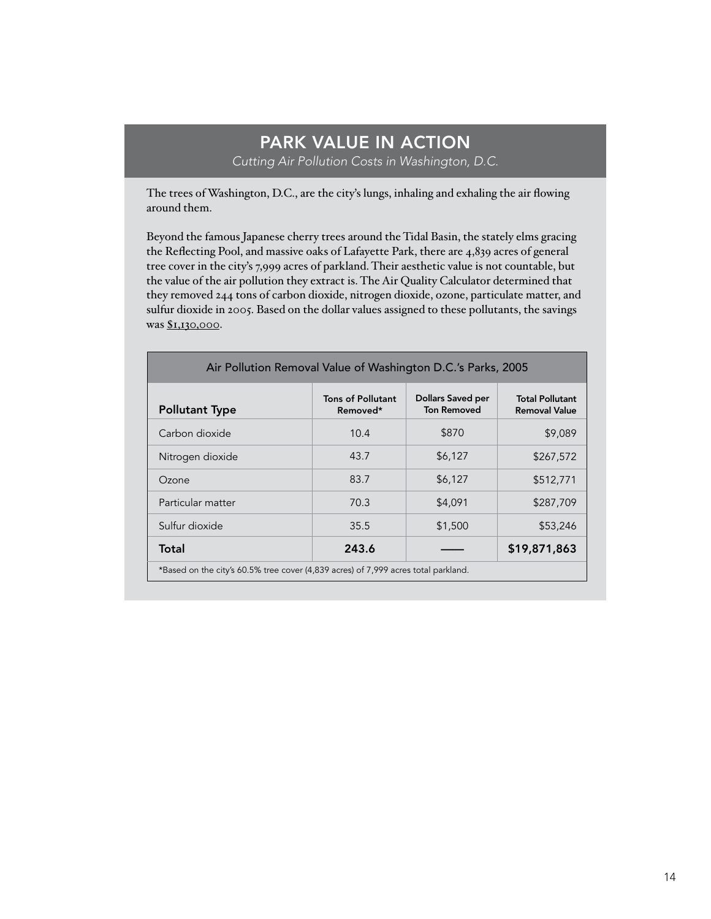## PARK VALUE IN ACTION

*Cutting Air Pollution Costs in Washington, D.C.*

The trees of Washington, D.C., are the city's lungs, inhaling and exhaling the air flowing around them.

Beyond the famous Japanese cherry trees around the Tidal Basin, the stately elms gracing the Reflecting Pool, and massive oaks of Lafayette Park, there are 4,839 acres of general tree cover in the city's 7,999 acres of parkland. Their aesthetic value is not countable, but the value of the air pollution they extract is. The Air Quality Calculator determined that they removed 244 tons of carbon dioxide, nitrogen dioxide, ozone, particulate matter, and sulfur dioxide in 2005. Based on the dollar values assigned to these pollutants, the savings was $1,130,000.

| Air Pollution Removal Value of Washington D.C.'s Parks, 2005 | | | |
|---|---|---|---|
| **Pollutant Type** | **Tons of Pollutant Removed*** | **Dollars Saved per Ton Removed** | **Total Pollutant Removal Value** |
| Carbon dioxide | 10.4 | $870 | $9,089 |
| Nitrogen dioxide | 43.7 | $6,127 | $267,572 |
| Ozone | 83.7 | $6,127 | $512,771 |
| Particular matter | 70.3 | $4,091 | $287,709 |
| Sulfur dioxide | 35.5 | $1,500 | $53,246 |
| **Total** | **243.6** | —— | **$19,871,863** |

*Based on the city's 60.5% tree cover (4,839 acres) of 7,999 acres total parkland.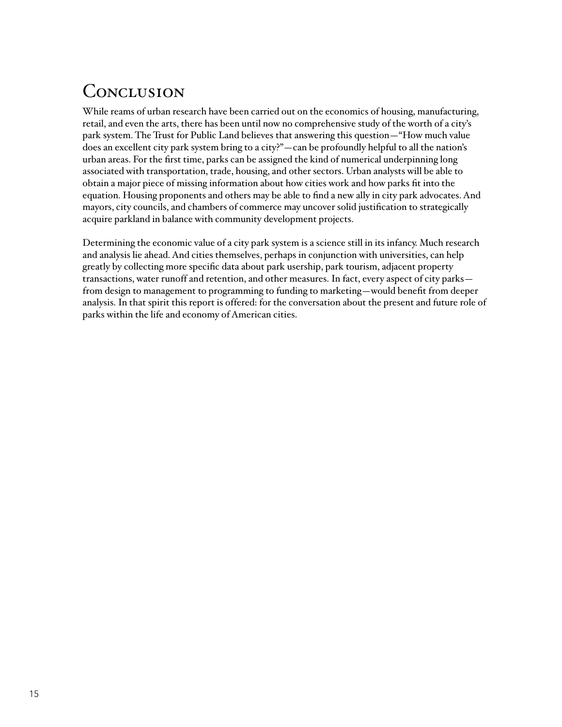# Conclusion

While reams of urban research have been carried out on the economics of housing, manufacturing, retail, and even the arts, there has been until now no comprehensive study of the worth of a city's park system. The Trust for Public Land believes that answering this question—"How much value does an excellent city park system bring to a city?"—can be profoundly helpful to all the nation's urban areas. For the first time, parks can be assigned the kind of numerical underpinning long associated with transportation, trade, housing, and other sectors. Urban analysts will be able to obtain a major piece of missing information about how cities work and how parks fit into the equation. Housing proponents and others may be able to find a new ally in city park advocates. And mayors, city councils, and chambers of commerce may uncover solid justification to strategically acquire parkland in balance with community development projects.

Determining the economic value of a city park system is a science still in its infancy. Much research and analysis lie ahead. And cities themselves, perhaps in conjunction with universities, can help greatly by collecting more specific data about park usership, park tourism, adjacent property transactions, water runoff and retention, and other measures. In fact, every aspect of city parks—from design to management to programming to funding to marketing—would benefit from deeper analysis. In that spirit this report is offered: for the conversation about the present and future role of parks within the life and economy of American cities.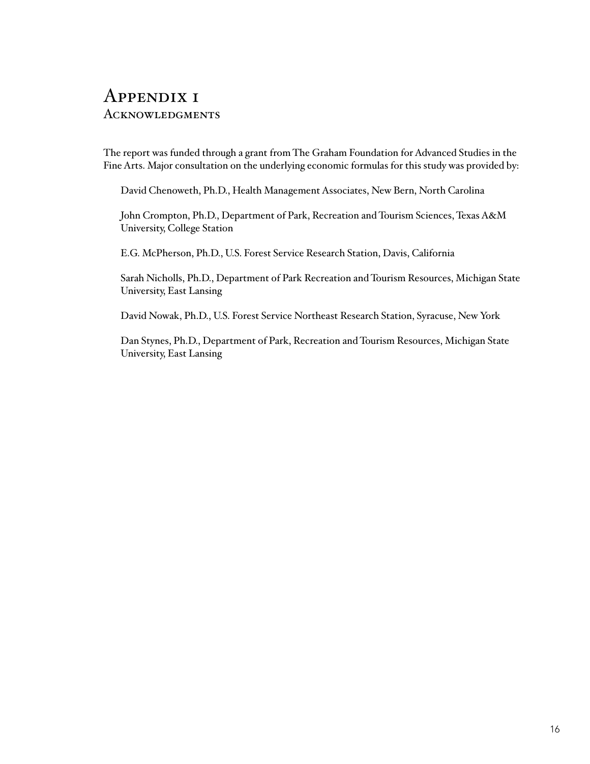# Appendix 1

## Acknowledgments

The report was funded through a grant from The Graham Foundation for Advanced Studies in the Fine Arts. Major consultation on the underlying economic formulas for this study was provided by:

David Chenoweth, Ph.D., Health Management Associates, New Bern, North Carolina

John Crompton, Ph.D., Department of Park, Recreation and Tourism Sciences, Texas A&M University, College Station

E.G. McPherson, Ph.D., U.S. Forest Service Research Station, Davis, California

Sarah Nicholls, Ph.D., Department of Park Recreation and Tourism Resources, Michigan State University, East Lansing

David Nowak, Ph.D., U.S. Forest Service Northeast Research Station, Syracuse, New York

Dan Stynes, Ph.D., Department of Park, Recreation and Tourism Resources, Michigan State University, East Lansing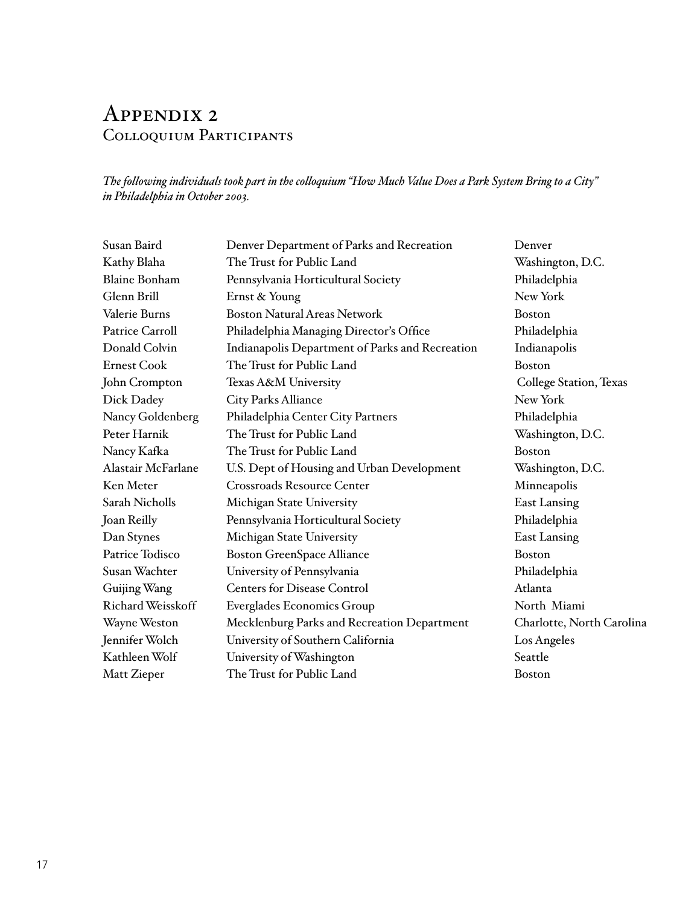# Appendix 2
## Colloquium Participants

*The following individuals took part in the colloquium "How Much Value Does a Park System Bring to a City" in Philadelphia in October 2003.*

| | | |
|---|---|---|
| Susan Baird | Denver Department of Parks and Recreation | Denver |
| Kathy Blaha | The Trust for Public Land | Washington, D.C. |
| Blaine Bonham | Pennsylvania Horticultural Society | Philadelphia |
| Glenn Brill | Ernst & Young | New York |
| Valerie Burns | Boston Natural Areas Network | Boston |
| Patrice Carroll | Philadelphia Managing Director's Office | Philadelphia |
| Donald Colvin | Indianapolis Department of Parks and Recreation | Indianapolis |
| Ernest Cook | The Trust for Public Land | Boston |
| John Crompton | Texas A&M University | College Station, Texas |
| Dick Dadey | City Parks Alliance | New York |
| Nancy Goldenberg | Philadelphia Center City Partners | Philadelphia |
| Peter Harnik | The Trust for Public Land | Washington, D.C. |
| Nancy Kafka | The Trust for Public Land | Boston |
| Alastair McFarlane | U.S. Dept of Housing and Urban Development | Washington, D.C. |
| Ken Meter | Crossroads Resource Center | Minneapolis |
| Sarah Nicholls | Michigan State University | East Lansing |
| Joan Reilly | Pennsylvania Horticultural Society | Philadelphia |
| Dan Stynes | Michigan State University | East Lansing |
| Patrice Todisco | Boston GreenSpace Alliance | Boston |
| Susan Wachter | University of Pennsylvania | Philadelphia |
| Guijing Wang | Centers for Disease Control | Atlanta |
| Richard Weisskoff | Everglades Economics Group | North Miami |
| Wayne Weston | Mecklenburg Parks and Recreation Department | Charlotte, North Carolina |
| Jennifer Wolch | University of Southern California | Los Angeles |
| Kathleen Wolf | University of Washington | Seattle |
| Matt Zieper | The Trust for Public Land | Boston |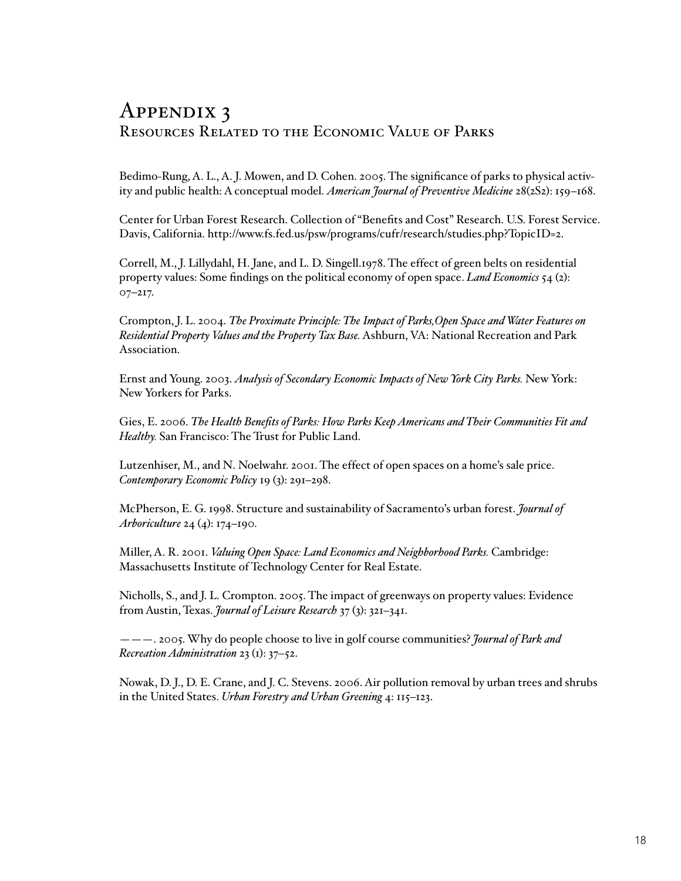# Appendix 3
## Resources Related to the Economic Value of Parks

Bedimo-Rung, A. L., A. J. Mowen, and D. Cohen. 2005. The significance of parks to physical activity and public health: A conceptual model. *American Journal of Preventive Medicine* 28(2S2): 159–168.

Center for Urban Forest Research. Collection of "Benefits and Cost" Research. U.S. Forest Service. Davis, California. http://www.fs.fed.us/psw/programs/cufr/research/studies.php?TopicID=2.

Correll, M., J. Lillydahl, H. Jane, and L. D. Singell.1978. The effect of green belts on residential property values: Some findings on the political economy of open space. *Land Economics* 54 (2): 07–217.

Crompton, J. L. 2004. *The Proximate Principle: The Impact of Parks,Open Space and Water Features on Residential Property Values and the Property Tax Base.* Ashburn, VA: National Recreation and Park Association.

Ernst and Young. 2003. *Analysis of Secondary Economic Impacts of New York City Parks.* New York: New Yorkers for Parks.

Gies, E. 2006. *The Health Benefits of Parks: How Parks Keep Americans and Their Communities Fit and Healthy.* San Francisco: The Trust for Public Land.

Lutzenhiser, M., and N. Noelwahr. 2001. The effect of open spaces on a home's sale price. *Contemporary Economic Policy* 19 (3): 291–298.

McPherson, E. G. 1998. Structure and sustainability of Sacramento's urban forest. *Journal of Arboriculture* 24 (4): 174–190.

Miller, A. R. 2001. *Valuing Open Space: Land Economics and Neighborhood Parks.* Cambridge: Massachusetts Institute of Technology Center for Real Estate.

Nicholls, S., and J. L. Crompton. 2005. The impact of greenways on property values: Evidence from Austin, Texas. *Journal of Leisure Research* 37 (3): 321–341.

———. 2005. Why do people choose to live in golf course communities? *Journal of Park and Recreation Administration* 23 (1): 37–52.

Nowak, D. J., D. E. Crane, and J. C. Stevens. 2006. Air pollution removal by urban trees and shrubs in the United States. *Urban Forestry and Urban Greening* 4: 115–123.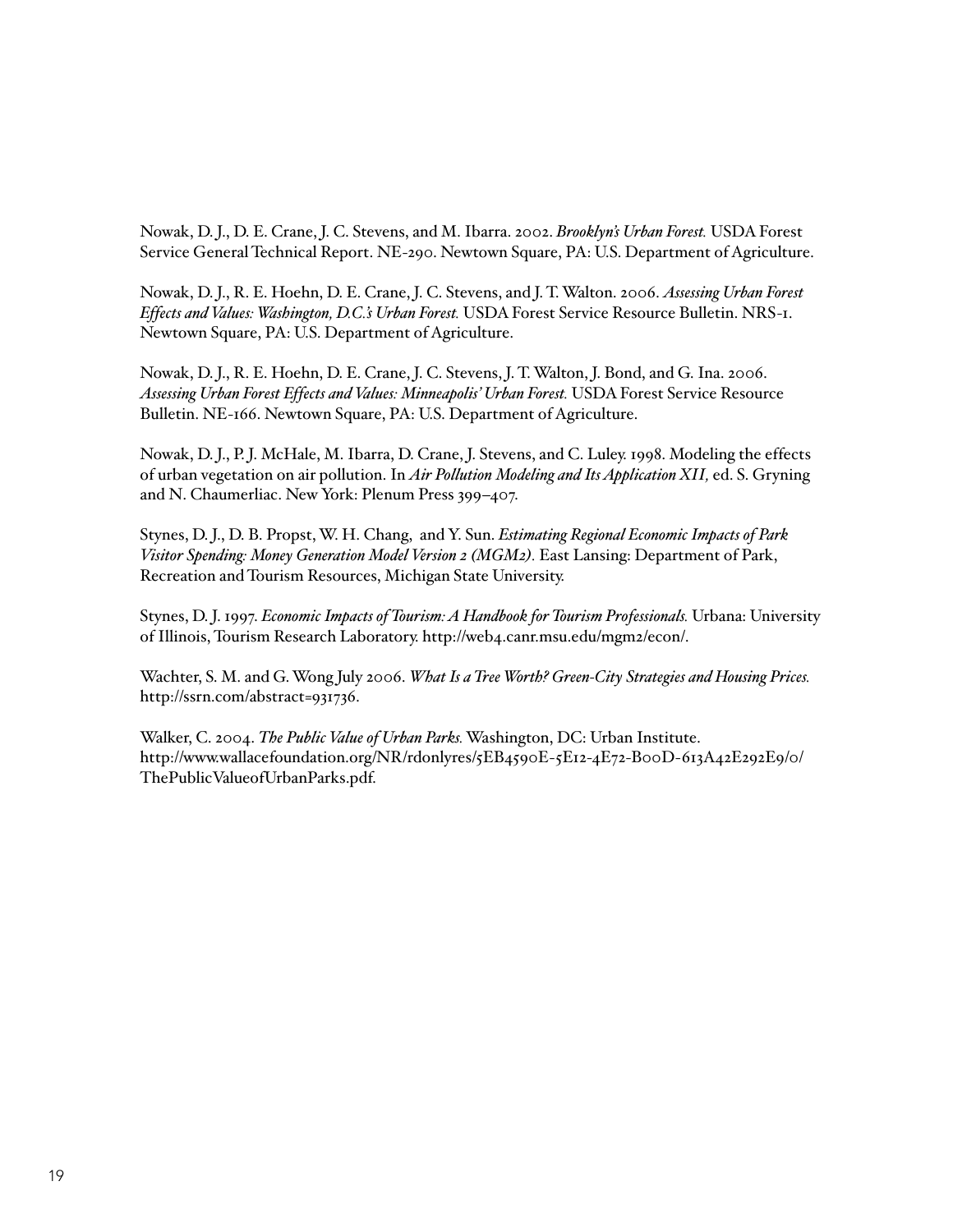Nowak, D. J., D. E. Crane, J. C. Stevens, and M. Ibarra. 2002. ***Brooklyn's Urban Forest.*** USDA Forest Service General Technical Report. NE-290. Newtown Square, PA: U.S. Department of Agriculture.

Nowak, D. J., R. E. Hoehn, D. E. Crane, J. C. Stevens, and J. T. Walton. 2006. *Assessing Urban Forest Effects and Values: Washington, D.C.'s Urban Forest.* USDA Forest Service Resource Bulletin. NRS-1. Newtown Square, PA: U.S. Department of Agriculture.

Nowak, D. J., R. E. Hoehn, D. E. Crane, J. C. Stevens, J. T. Walton, J. Bond, and G. Ina. 2006. *Assessing Urban Forest Effects and Values: Minneapolis' Urban Forest.* USDA Forest Service Resource Bulletin. NE-166. Newtown Square, PA: U.S. Department of Agriculture.

Nowak, D. J., P. J. McHale, M. Ibarra, D. Crane, J. Stevens, and C. Luley. 1998. Modeling the effects of urban vegetation on air pollution. In *Air Pollution Modeling and Its Application XII,* ed. S. Gryning and N. Chaumerliac. New York: Plenum Press 399–407.

Stynes, D. J., D. B. Propst, W. H. Chang, and Y. Sun. *Estimating Regional Economic Impacts of Park Visitor Spending: Money Generation Model Version 2 (MGM2).* East Lansing: Department of Park, Recreation and Tourism Resources, Michigan State University.

Stynes, D. J. 1997. *Economic Impacts of Tourism: A Handbook for Tourism Professionals.* Urbana: University of Illinois, Tourism Research Laboratory. http://web4.canr.msu.edu/mgm2/econ/.

Wachter, S. M. and G. Wong July 2006. *What Is a Tree Worth? Green-City Strategies and Housing Prices.* http://ssrn.com/abstract=931736.

Walker, C. 2004. *The Public Value of Urban Parks.* Washington, DC: Urban Institute. http://www.wallacefoundation.org/NR/rdonlyres/5EB4590E-5E12-4E72-B00D-613A42E292E9/0/ThePublicValueofUrbanParks.pdf.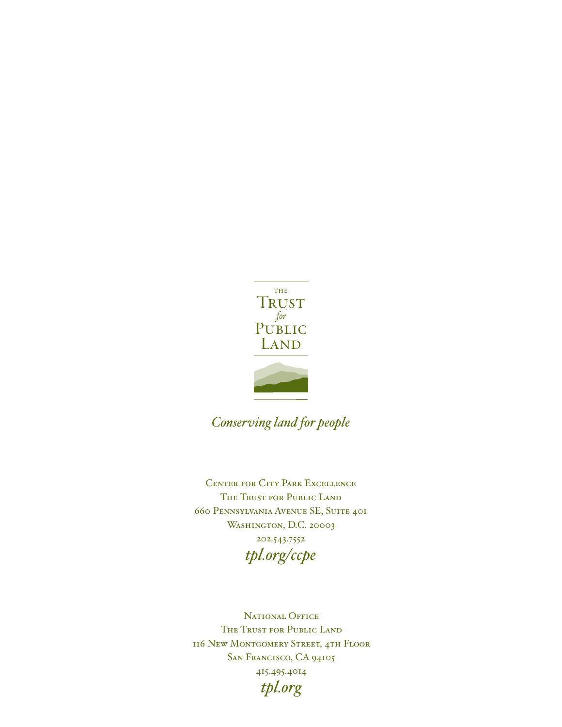THE
TRUST
*for*
PUBLIC
LAND

*Conserving land for people*

Center for City Park Excellence
The Trust for Public Land
660 Pennsylvania Avenue SE, Suite 401
Washington, D.C. 20003
202.543.7552
*tpl.org/ccpe*

National Office
The Trust for Public Land
116 New Montgomery Street, 4th Floor
San Francisco, CA 94105
415.495.4014
*tpl.org*